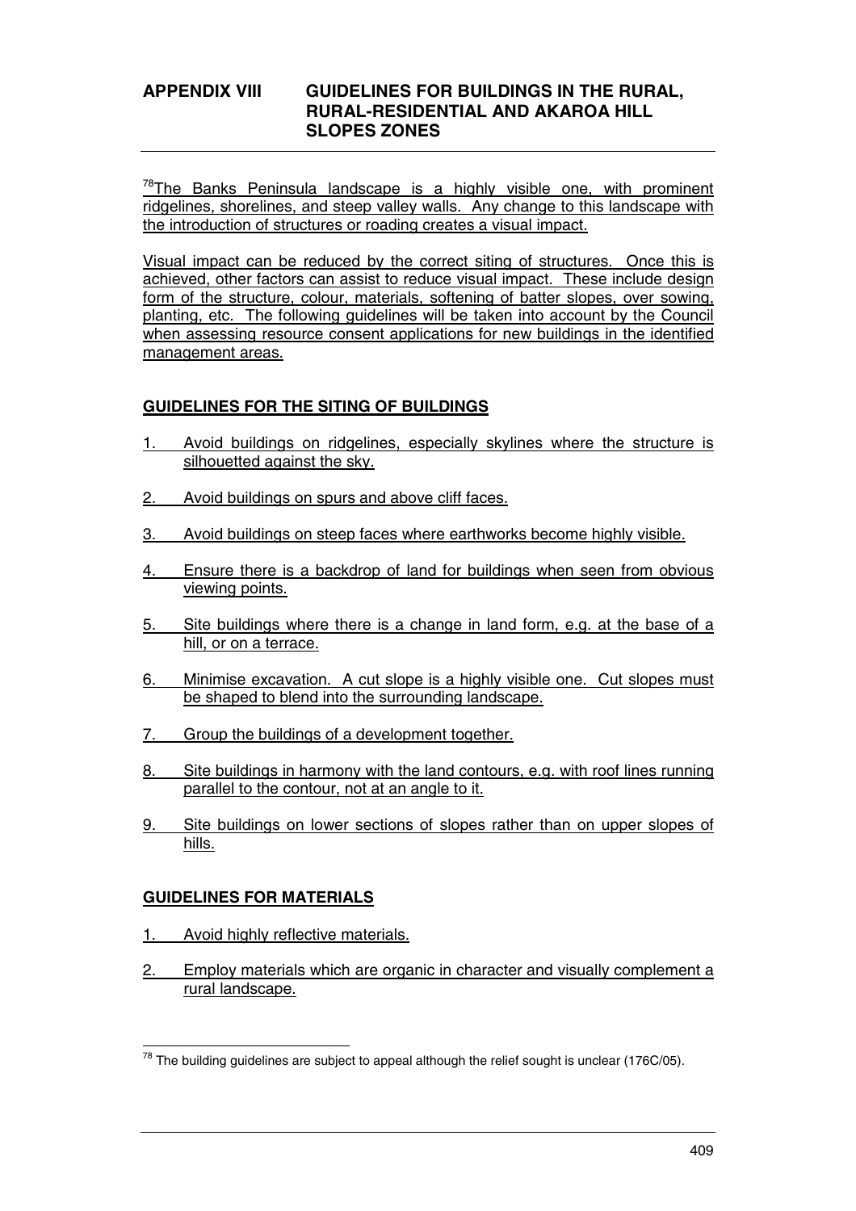# APPENDIX VIII GUIDELINES FOR BUILDINGS IN THE RURAL, RURAL-RESIDENTIAL AND AKAROA HILL SLOPES ZONES

[78]The Banks Peninsula landscape is a highly visible one, with prominent ridgelines, shorelines, and steep valley walls. Any change to this landscape with the introduction of structures or roading creates a visual impact.

Visual impact can be reduced by the correct siting of structures. Once this is achieved, other factors can assist to reduce visual impact. These include design form of the structure, colour, materials, softening of batter slopes, over sowing, planting, etc. The following guidelines will be taken into account by the Council when assessing resource consent applications for new buildings in the identified management areas.

## GUIDELINES FOR THE SITING OF BUILDINGS

1. Avoid buildings on ridgelines, especially skylines where the structure is silhouetted against the sky.
2. Avoid buildings on spurs and above cliff faces.
3. Avoid buildings on steep faces where earthworks become highly visible.
4. Ensure there is a backdrop of land for buildings when seen from obvious viewing points.
5. Site buildings where there is a change in land form, e.g. at the base of a hill, or on a terrace.
6. Minimise excavation. A cut slope is a highly visible one. Cut slopes must be shaped to blend into the surrounding landscape.
7. Group the buildings of a development together.
8. Site buildings in harmony with the land contours, e.g. with roof lines running parallel to the contour, not at an angle to it.
9. Site buildings on lower sections of slopes rather than on upper slopes of hills.

## GUIDELINES FOR MATERIALS

1. Avoid highly reflective materials.
2. Employ materials which are organic in character and visually complement a rural landscape.

---

[78] The building guidelines are subject to appeal although the relief sought is unclear (176C/05).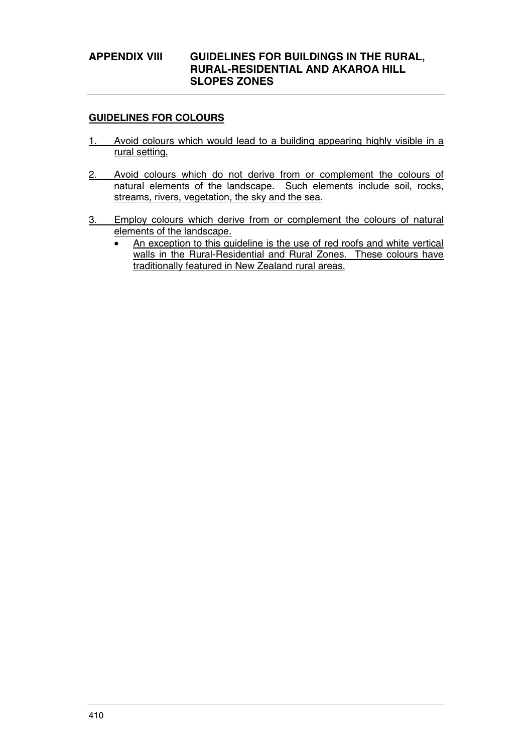# APPENDIX VIII GUIDELINES FOR BUILDINGS IN THE RURAL, RURAL-RESIDENTIAL AND AKAROA HILL SLOPES ZONES

## GUIDELINES FOR COLOURS

1. Avoid colours which would lead to a building appearing highly visible in a rural setting.

2. Avoid colours which do not derive from or complement the colours of natural elements of the landscape. Such elements include soil, rocks, streams, rivers, vegetation, the sky and the sea.

3. Employ colours which derive from or complement the colours of natural elements of the landscape.
   - An exception to this guideline is the use of red roofs and white vertical walls in the Rural-Residential and Rural Zones. These colours have traditionally featured in New Zealand rural areas.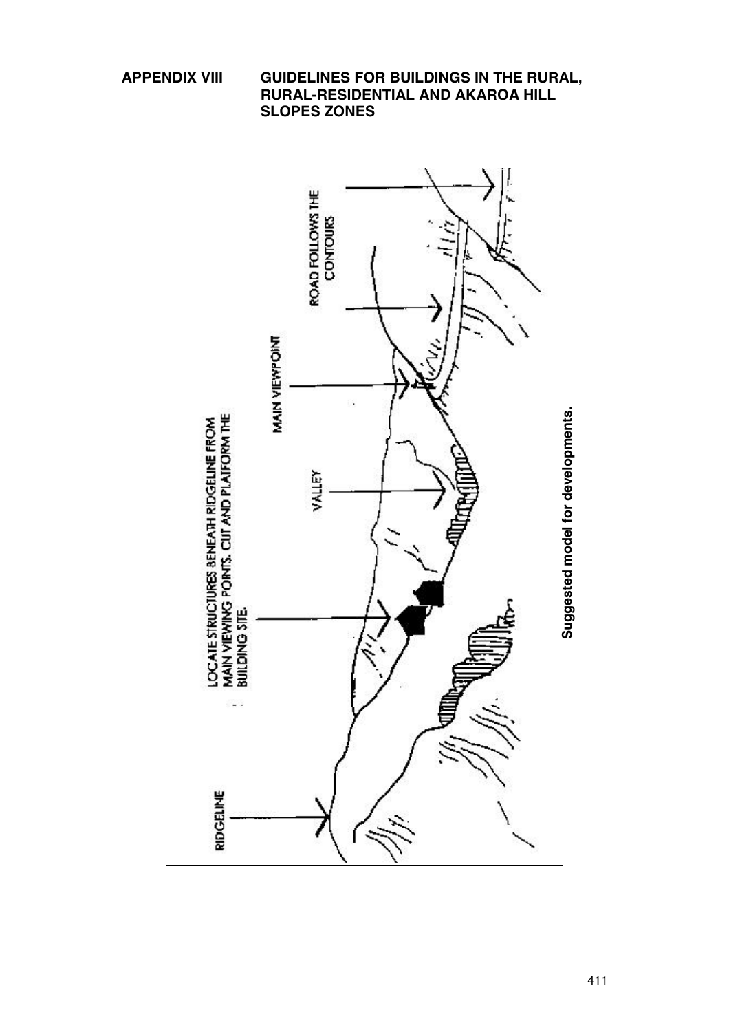## APPENDIX VIII GUIDELINES FOR BUILDINGS IN THE RURAL, RURAL-RESIDENTIAL AND AKAROA HILL SLOPES ZONES

RIDGELINE

LOCATE STRUCTURES BENEATH RIDGELINE FROM MAIN VIEWING POINTS. CUT AND PLATFORM THE BUILDING SITE.

VALLEY

MAIN VIEWPOINT

ROAD FOLLOWS THE CONTOURS

**Suggested model for developments.**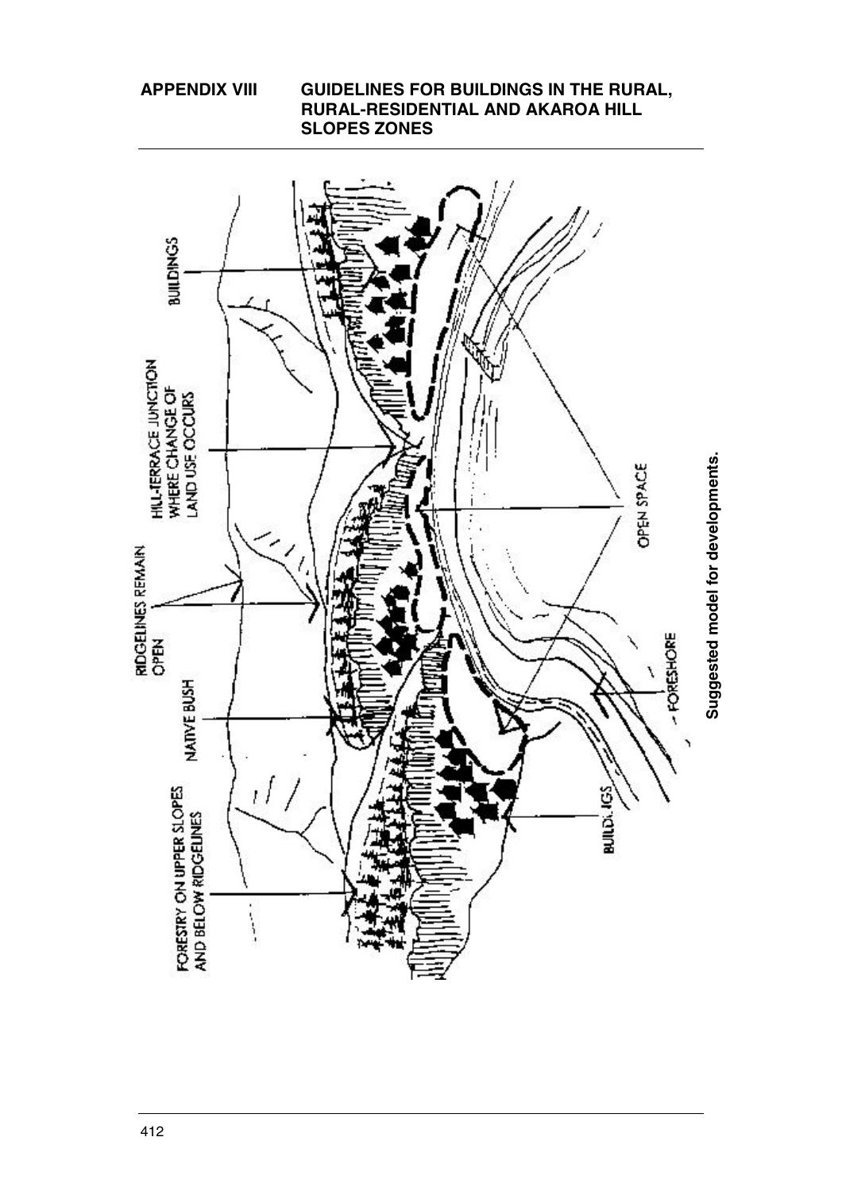## APPENDIX VIII GUIDELINES FOR BUILDINGS IN THE RURAL, RURAL-RESIDENTIAL AND AKAROA HILL SLOPES ZONES

FORESTRY ON UPPER SLOPES AND BELOW RIDGELINES

NATIVE BUSH

RIDGELINES REMAIN OPEN

HILL-TERRACE JUNCTION WHERE CHANGE OF LAND USE OCCURS

BUILDINGS

OPEN SPACE

FORESHORE

BUILDINGS

**Suggested model for developments.**